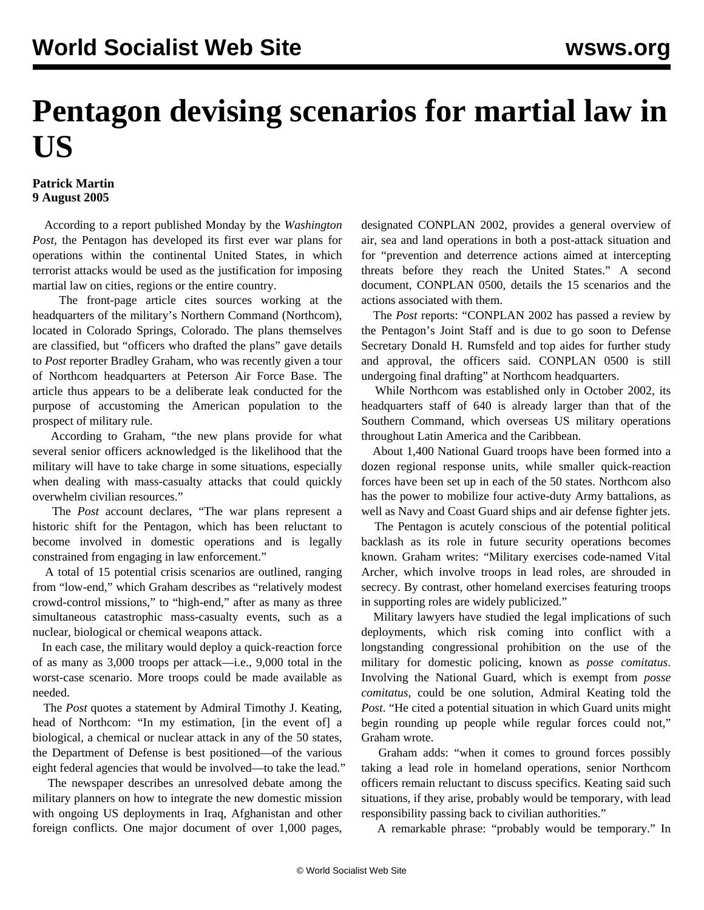# Pentagon devising scenarios for martial law in US

**Patrick Martin**
**9 August 2005**

According to a report published Monday by the *Washington Post*, the Pentagon has developed its first ever war plans for operations within the continental United States, in which terrorist attacks would be used as the justification for imposing martial law on cities, regions or the entire country.

The front-page article cites sources working at the headquarters of the military's Northern Command (Northcom), located in Colorado Springs, Colorado. The plans themselves are classified, but "officers who drafted the plans" gave details to *Post* reporter Bradley Graham, who was recently given a tour of Northcom headquarters at Peterson Air Force Base. The article thus appears to be a deliberate leak conducted for the purpose of accustoming the American population to the prospect of military rule.

According to Graham, "the new plans provide for what several senior officers acknowledged is the likelihood that the military will have to take charge in some situations, especially when dealing with mass-casualty attacks that could quickly overwhelm civilian resources."

The *Post* account declares, "The war plans represent a historic shift for the Pentagon, which has been reluctant to become involved in domestic operations and is legally constrained from engaging in law enforcement."

A total of 15 potential crisis scenarios are outlined, ranging from "low-end," which Graham describes as "relatively modest crowd-control missions," to "high-end," after as many as three simultaneous catastrophic mass-casualty events, such as a nuclear, biological or chemical weapons attack.

In each case, the military would deploy a quick-reaction force of as many as 3,000 troops per attack—i.e., 9,000 total in the worst-case scenario. More troops could be made available as needed.

The *Post* quotes a statement by Admiral Timothy J. Keating, head of Northcom: "In my estimation, [in the event of] a biological, a chemical or nuclear attack in any of the 50 states, the Department of Defense is best positioned—of the various eight federal agencies that would be involved—to take the lead."

The newspaper describes an unresolved debate among the military planners on how to integrate the new domestic mission with ongoing US deployments in Iraq, Afghanistan and other foreign conflicts. One major document of over 1,000 pages, designated CONPLAN 2002, provides a general overview of air, sea and land operations in both a post-attack situation and for "prevention and deterrence actions aimed at intercepting threats before they reach the United States." A second document, CONPLAN 0500, details the 15 scenarios and the actions associated with them.

The *Post* reports: "CONPLAN 2002 has passed a review by the Pentagon's Joint Staff and is due to go soon to Defense Secretary Donald H. Rumsfeld and top aides for further study and approval, the officers said. CONPLAN 0500 is still undergoing final drafting" at Northcom headquarters.

While Northcom was established only in October 2002, its headquarters staff of 640 is already larger than that of the Southern Command, which overseas US military operations throughout Latin America and the Caribbean.

About 1,400 National Guard troops have been formed into a dozen regional response units, while smaller quick-reaction forces have been set up in each of the 50 states. Northcom also has the power to mobilize four active-duty Army battalions, as well as Navy and Coast Guard ships and air defense fighter jets.

The Pentagon is acutely conscious of the potential political backlash as its role in future security operations becomes known. Graham writes: "Military exercises code-named Vital Archer, which involve troops in lead roles, are shrouded in secrecy. By contrast, other homeland exercises featuring troops in supporting roles are widely publicized."

Military lawyers have studied the legal implications of such deployments, which risk coming into conflict with a longstanding congressional prohibition on the use of the military for domestic policing, known as *posse comitatus*. Involving the National Guard, which is exempt from *posse comitatus*, could be one solution, Admiral Keating told the *Post*. "He cited a potential situation in which Guard units might begin rounding up people while regular forces could not," Graham wrote.

Graham adds: "when it comes to ground forces possibly taking a lead role in homeland operations, senior Northcom officers remain reluctant to discuss specifics. Keating said such situations, if they arise, probably would be temporary, with lead responsibility passing back to civilian authorities."

A remarkable phrase: "probably would be temporary." In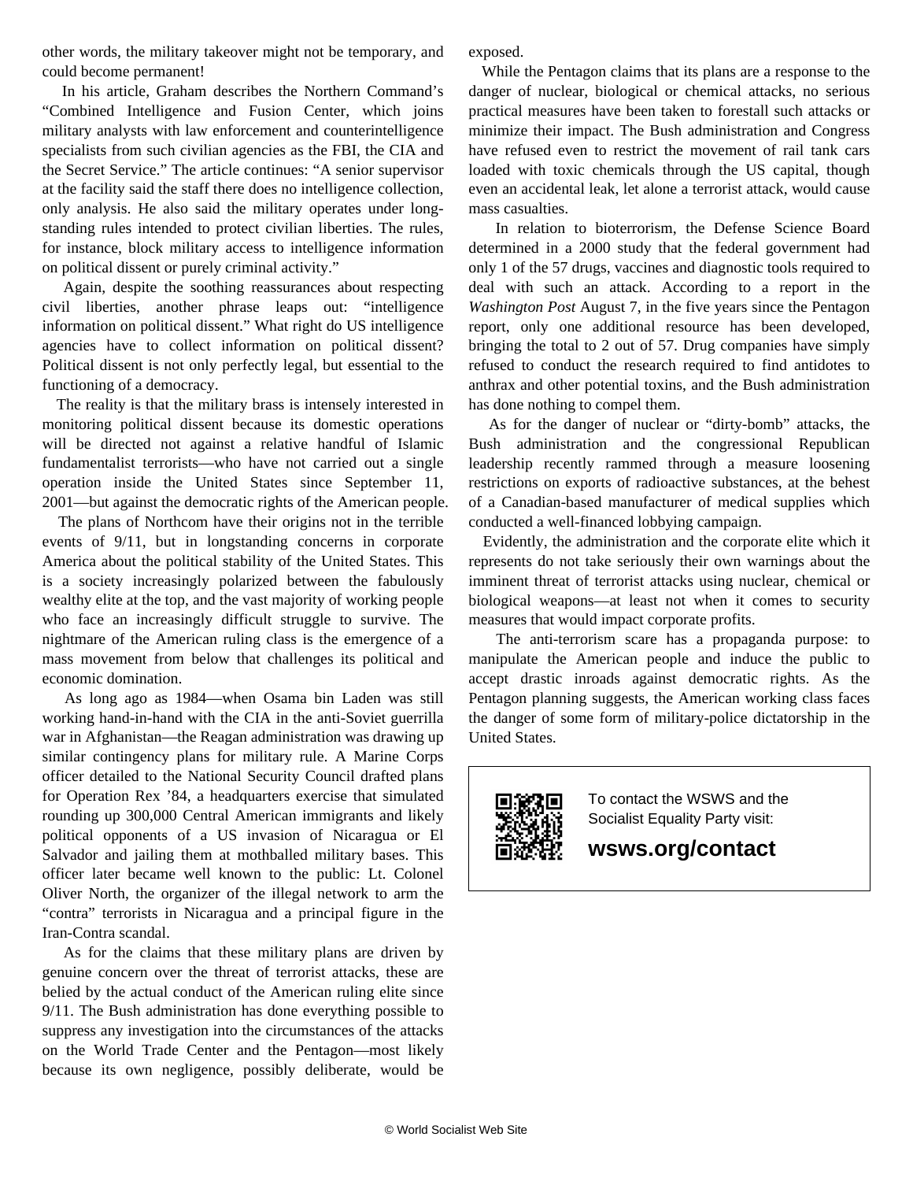other words, the military takeover might not be temporary, and could become permanent!

In his article, Graham describes the Northern Command's "Combined Intelligence and Fusion Center, which joins military analysts with law enforcement and counterintelligence specialists from such civilian agencies as the FBI, the CIA and the Secret Service." The article continues: "A senior supervisor at the facility said the staff there does no intelligence collection, only analysis. He also said the military operates under long-standing rules intended to protect civilian liberties. The rules, for instance, block military access to intelligence information on political dissent or purely criminal activity."

Again, despite the soothing reassurances about respecting civil liberties, another phrase leaps out: "intelligence information on political dissent." What right do US intelligence agencies have to collect information on political dissent? Political dissent is not only perfectly legal, but essential to the functioning of a democracy.

The reality is that the military brass is intensely interested in monitoring political dissent because its domestic operations will be directed not against a relative handful of Islamic fundamentalist terrorists—who have not carried out a single operation inside the United States since September 11, 2001—but against the democratic rights of the American people.

The plans of Northcom have their origins not in the terrible events of 9/11, but in longstanding concerns in corporate America about the political stability of the United States. This is a society increasingly polarized between the fabulously wealthy elite at the top, and the vast majority of working people who face an increasingly difficult struggle to survive. The nightmare of the American ruling class is the emergence of a mass movement from below that challenges its political and economic domination.

As long ago as 1984—when Osama bin Laden was still working hand-in-hand with the CIA in the anti-Soviet guerrilla war in Afghanistan—the Reagan administration was drawing up similar contingency plans for military rule. A Marine Corps officer detailed to the National Security Council drafted plans for Operation Rex '84, a headquarters exercise that simulated rounding up 300,000 Central American immigrants and likely political opponents of a US invasion of Nicaragua or El Salvador and jailing them at mothballed military bases. This officer later became well known to the public: Lt. Colonel Oliver North, the organizer of the illegal network to arm the "contra" terrorists in Nicaragua and a principal figure in the Iran-Contra scandal.

As for the claims that these military plans are driven by genuine concern over the threat of terrorist attacks, these are belied by the actual conduct of the American ruling elite since 9/11. The Bush administration has done everything possible to suppress any investigation into the circumstances of the attacks on the World Trade Center and the Pentagon—most likely because its own negligence, possibly deliberate, would be exposed.

While the Pentagon claims that its plans are a response to the danger of nuclear, biological or chemical attacks, no serious practical measures have been taken to forestall such attacks or minimize their impact. The Bush administration and Congress have refused even to restrict the movement of rail tank cars loaded with toxic chemicals through the US capital, though even an accidental leak, let alone a terrorist attack, would cause mass casualties.

In relation to bioterrorism, the Defense Science Board determined in a 2000 study that the federal government had only 1 of the 57 drugs, vaccines and diagnostic tools required to deal with such an attack. According to a report in the *Washington Post* August 7, in the five years since the Pentagon report, only one additional resource has been developed, bringing the total to 2 out of 57. Drug companies have simply refused to conduct the research required to find antidotes to anthrax and other potential toxins, and the Bush administration has done nothing to compel them.

As for the danger of nuclear or "dirty-bomb" attacks, the Bush administration and the congressional Republican leadership recently rammed through a measure loosening restrictions on exports of radioactive substances, at the behest of a Canadian-based manufacturer of medical supplies which conducted a well-financed lobbying campaign.

Evidently, the administration and the corporate elite which it represents do not take seriously their own warnings about the imminent threat of terrorist attacks using nuclear, chemical or biological weapons—at least not when it comes to security measures that would impact corporate profits.

The anti-terrorism scare has a propaganda purpose: to manipulate the American people and induce the public to accept drastic inroads against democratic rights. As the Pentagon planning suggests, the American working class faces the danger of some form of military-police dictatorship in the United States.

To contact the WSWS and the Socialist Equality Party visit:

**wsws.org/contact**